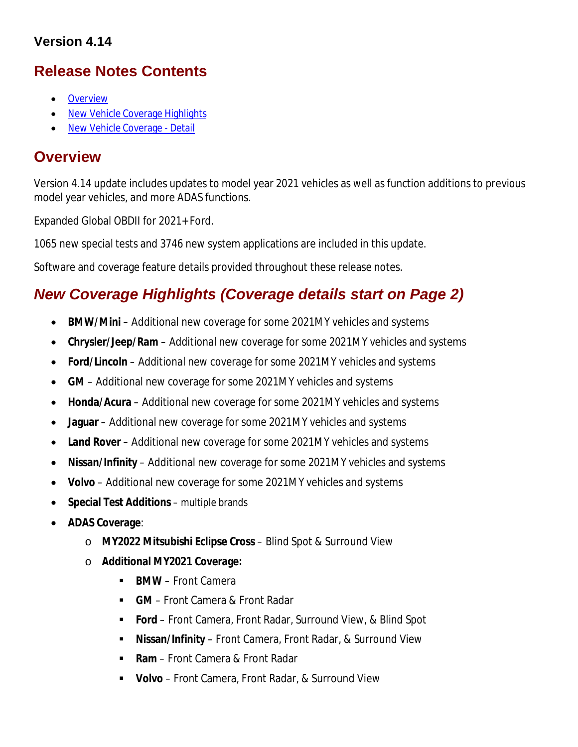### Version 4.14

## Release Notes Contents

- Overview
- New Vehicle Coverage Highlights
- New Vehicle Coverage - Detail

## Overview

Version 4.14 update includes updates to model year 2021 vehicles as well as function additions to previous model year vehicles, and more ADAS functions.

Expanded Global OBDII for 2021+ Ford.

1065 new special tests and 3746 new system applications are included in this update.

Software and coverage feature details provided throughout these release notes.

## *New Coverage Highlights (Coverage details start on Page 2)*

- **BMW/Mini** – Additional new coverage for some 2021MY vehicles and systems
- **Chrysler/Jeep/Ram** – Additional new coverage for some 2021MY vehicles and systems
- **Ford/Lincoln** – Additional new coverage for some 2021MY vehicles and systems
- **GM** – Additional new coverage for some 2021MY vehicles and systems
- **Honda/Acura** – Additional new coverage for some 2021MY vehicles and systems
- **Jaguar** – Additional new coverage for some 2021MY vehicles and systems
- **Land Rover** – Additional new coverage for some 2021MY vehicles and systems
- **Nissan/Infinity** – Additional new coverage for some 2021MY vehicles and systems
- **Volvo** – Additional new coverage for some 2021MY vehicles and systems
- **Special Test Additions** – multiple brands
- **ADAS Coverage**:
  - **MY2022 Mitsubishi Eclipse Cross** – Blind Spot & Surround View
  - **Additional MY2021 Coverage:**
    - **BMW** – Front Camera
    - **GM** – Front Camera & Front Radar
    - **Ford** – Front Camera, Front Radar, Surround View, & Blind Spot
    - **Nissan/Infinity** – Front Camera, Front Radar, & Surround View
    - **Ram** – Front Camera & Front Radar
    - **Volvo** – Front Camera, Front Radar, & Surround View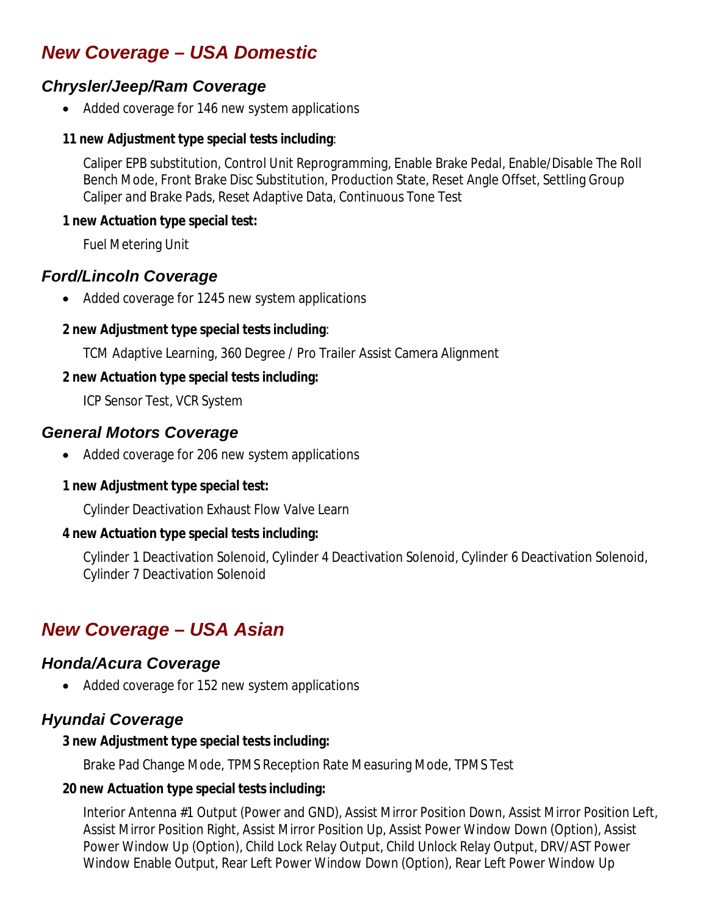## New Coverage – USA Domestic

### Chrysler/Jeep/Ram Coverage

- Added coverage for 146 new system applications

**11 new Adjustment type special tests including**:

Caliper EPB substitution, Control Unit Reprogramming, Enable Brake Pedal, Enable/Disable The Roll Bench Mode, Front Brake Disc Substitution, Production State, Reset Angle Offset, Settling Group Caliper and Brake Pads, Reset Adaptive Data, Continuous Tone Test

**1 new Actuation type special test:**

Fuel Metering Unit

### Ford/Lincoln Coverage

- Added coverage for 1245 new system applications

**2 new Adjustment type special tests including**:

TCM Adaptive Learning, 360 Degree / Pro Trailer Assist Camera Alignment

**2 new Actuation type special tests including:**

ICP Sensor Test, VCR System

### General Motors Coverage

- Added coverage for 206 new system applications

**1 new Adjustment type special test:**

Cylinder Deactivation Exhaust Flow Valve Learn

**4 new Actuation type special tests including:**

Cylinder 1 Deactivation Solenoid, Cylinder 4 Deactivation Solenoid, Cylinder 6 Deactivation Solenoid, Cylinder 7 Deactivation Solenoid

## New Coverage – USA Asian

### Honda/Acura Coverage

- Added coverage for 152 new system applications

### Hyundai Coverage

**3 new Adjustment type special tests including:**

Brake Pad Change Mode, TPMS Reception Rate Measuring Mode, TPMS Test

**20 new Actuation type special tests including:**

Interior Antenna #1 Output (Power and GND), Assist Mirror Position Down, Assist Mirror Position Left, Assist Mirror Position Right, Assist Mirror Position Up, Assist Power Window Down (Option), Assist Power Window Up (Option), Child Lock Relay Output, Child Unlock Relay Output, DRV/AST Power Window Enable Output, Rear Left Power Window Down (Option), Rear Left Power Window Up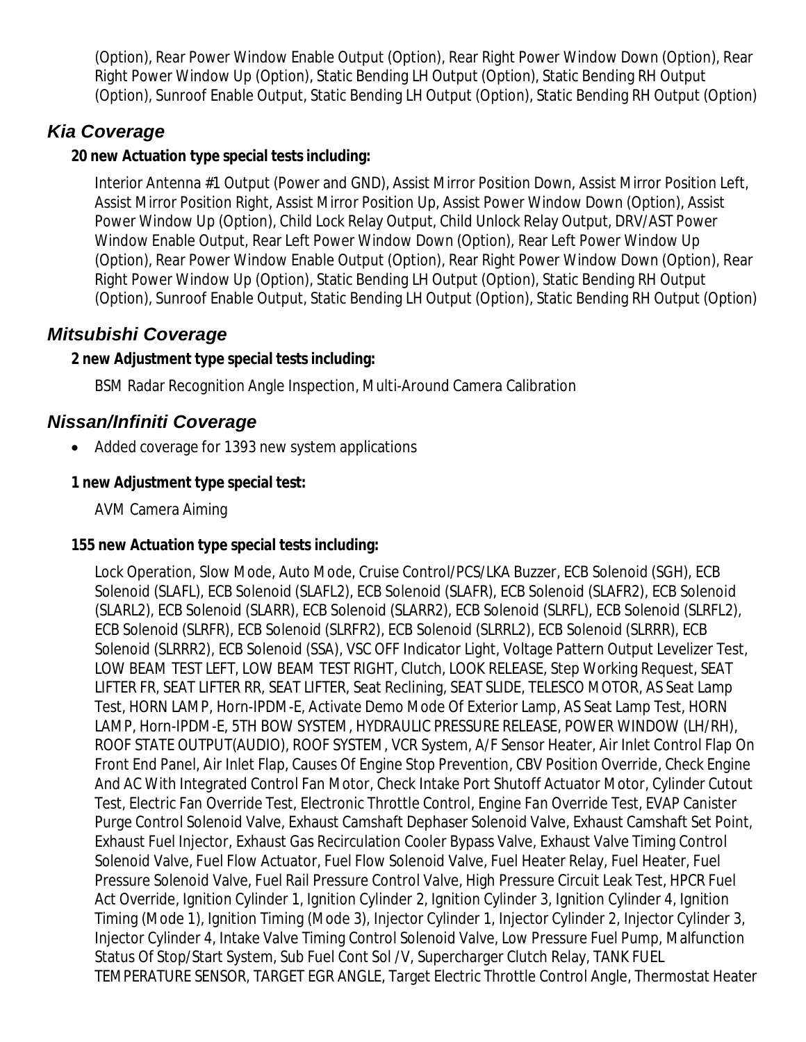(Option), Rear Power Window Enable Output (Option), Rear Right Power Window Down (Option), Rear Right Power Window Up (Option), Static Bending LH Output (Option), Static Bending RH Output (Option), Sunroof Enable Output, Static Bending LH Output (Option), Static Bending RH Output (Option)

## *Kia Coverage*

**20 new Actuation type special tests including:**

Interior Antenna #1 Output (Power and GND), Assist Mirror Position Down, Assist Mirror Position Left, Assist Mirror Position Right, Assist Mirror Position Up, Assist Power Window Down (Option), Assist Power Window Up (Option), Child Lock Relay Output, Child Unlock Relay Output, DRV/AST Power Window Enable Output, Rear Left Power Window Down (Option), Rear Left Power Window Up (Option), Rear Power Window Enable Output (Option), Rear Right Power Window Down (Option), Rear Right Power Window Up (Option), Static Bending LH Output (Option), Static Bending RH Output (Option), Sunroof Enable Output, Static Bending LH Output (Option), Static Bending RH Output (Option)

## *Mitsubishi Coverage*

**2 new Adjustment type special tests including:**

BSM Radar Recognition Angle Inspection, Multi-Around Camera Calibration

## *Nissan/Infiniti Coverage*

- Added coverage for 1393 new system applications

**1 new Adjustment type special test:**

AVM Camera Aiming

**155 new Actuation type special tests including:**

Lock Operation, Slow Mode, Auto Mode, Cruise Control/PCS/LKA Buzzer, ECB Solenoid (SGH), ECB Solenoid (SLAFL), ECB Solenoid (SLAFL2), ECB Solenoid (SLAFR), ECB Solenoid (SLAFR2), ECB Solenoid (SLARL2), ECB Solenoid (SLARR), ECB Solenoid (SLARR2), ECB Solenoid (SLRFL), ECB Solenoid (SLRFL2), ECB Solenoid (SLRFR), ECB Solenoid (SLRFR2), ECB Solenoid (SLRRL2), ECB Solenoid (SLRRR), ECB Solenoid (SLRRR2), ECB Solenoid (SSA), VSC OFF Indicator Light, Voltage Pattern Output Levelizer Test, LOW BEAM TEST LEFT, LOW BEAM TEST RIGHT, Clutch, LOOK RELEASE, Step Working Request, SEAT LIFTER FR, SEAT LIFTER RR, SEAT LIFTER, Seat Reclining, SEAT SLIDE, TELESCO MOTOR, AS Seat Lamp Test, HORN LAMP, Horn-IPDM-E, Activate Demo Mode Of Exterior Lamp, AS Seat Lamp Test, HORN LAMP, Horn-IPDM-E, 5TH BOW SYSTEM, HYDRAULIC PRESSURE RELEASE, POWER WINDOW (LH/RH), ROOF STATE OUTPUT(AUDIO), ROOF SYSTEM, VCR System, A/F Sensor Heater, Air Inlet Control Flap On Front End Panel, Air Inlet Flap, Causes Of Engine Stop Prevention, CBV Position Override, Check Engine And AC With Integrated Control Fan Motor, Check Intake Port Shutoff Actuator Motor, Cylinder Cutout Test, Electric Fan Override Test, Electronic Throttle Control, Engine Fan Override Test, EVAP Canister Purge Control Solenoid Valve, Exhaust Camshaft Dephaser Solenoid Valve, Exhaust Camshaft Set Point, Exhaust Fuel Injector, Exhaust Gas Recirculation Cooler Bypass Valve, Exhaust Valve Timing Control Solenoid Valve, Fuel Flow Actuator, Fuel Flow Solenoid Valve, Fuel Heater Relay, Fuel Heater, Fuel Pressure Solenoid Valve, Fuel Rail Pressure Control Valve, High Pressure Circuit Leak Test, HPCR Fuel Act Override, Ignition Cylinder 1, Ignition Cylinder 2, Ignition Cylinder 3, Ignition Cylinder 4, Ignition Timing (Mode 1), Ignition Timing (Mode 3), Injector Cylinder 1, Injector Cylinder 2, Injector Cylinder 3, Injector Cylinder 4, Intake Valve Timing Control Solenoid Valve, Low Pressure Fuel Pump, Malfunction Status Of Stop/Start System, Sub Fuel Cont Sol /V, Supercharger Clutch Relay, TANK FUEL TEMPERATURE SENSOR, TARGET EGR ANGLE, Target Electric Throttle Control Angle, Thermostat Heater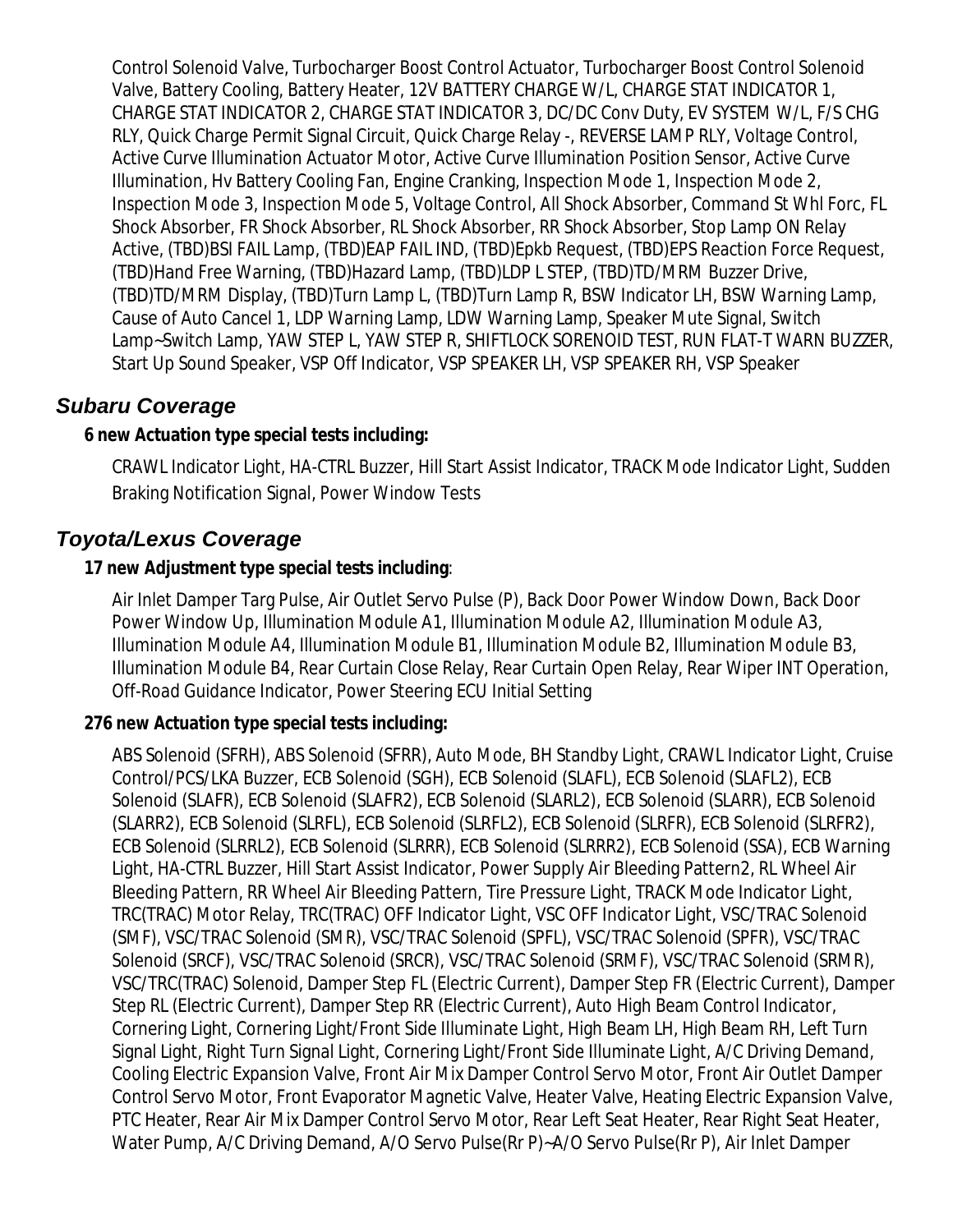Control Solenoid Valve, Turbocharger Boost Control Actuator, Turbocharger Boost Control Solenoid Valve, Battery Cooling, Battery Heater, 12V BATTERY CHARGE W/L, CHARGE STAT INDICATOR 1, CHARGE STAT INDICATOR 2, CHARGE STAT INDICATOR 3, DC/DC Conv Duty, EV SYSTEM W/L, F/S CHG RLY, Quick Charge Permit Signal Circuit, Quick Charge Relay -, REVERSE LAMP RLY, Voltage Control, Active Curve Illumination Actuator Motor, Active Curve Illumination Position Sensor, Active Curve Illumination, Hv Battery Cooling Fan, Engine Cranking, Inspection Mode 1, Inspection Mode 2, Inspection Mode 3, Inspection Mode 5, Voltage Control, All Shock Absorber, Command St Whl Forc, FL Shock Absorber, FR Shock Absorber, RL Shock Absorber, RR Shock Absorber, Stop Lamp ON Relay Active, (TBD)BSI FAIL Lamp, (TBD)EAP FAIL IND, (TBD)Epkb Request, (TBD)EPS Reaction Force Request, (TBD)Hand Free Warning, (TBD)Hazard Lamp, (TBD)LDP L STEP, (TBD)TD/MRM Buzzer Drive, (TBD)TD/MRM Display, (TBD)Turn Lamp L, (TBD)Turn Lamp R, BSW Indicator LH, BSW Warning Lamp, Cause of Auto Cancel 1, LDP Warning Lamp, LDW Warning Lamp, Speaker Mute Signal, Switch Lamp~Switch Lamp, YAW STEP L, YAW STEP R, SHIFTLOCK SORENOID TEST, RUN FLAT-T WARN BUZZER, Start Up Sound Speaker, VSP Off Indicator, VSP SPEAKER LH, VSP SPEAKER RH, VSP Speaker

## *Subaru Coverage*

**6 new Actuation type special tests including:**

CRAWL Indicator Light, HA-CTRL Buzzer, Hill Start Assist Indicator, TRACK Mode Indicator Light, Sudden Braking Notification Signal, Power Window Tests

## *Toyota/Lexus Coverage*

**17 new Adjustment type special tests including**:

Air Inlet Damper Targ Pulse, Air Outlet Servo Pulse (P), Back Door Power Window Down, Back Door Power Window Up, Illumination Module A1, Illumination Module A2, Illumination Module A3, Illumination Module A4, Illumination Module B1, Illumination Module B2, Illumination Module B3, Illumination Module B4, Rear Curtain Close Relay, Rear Curtain Open Relay, Rear Wiper INT Operation, Off-Road Guidance Indicator, Power Steering ECU Initial Setting

**276 new Actuation type special tests including:**

ABS Solenoid (SFRH), ABS Solenoid (SFRR), Auto Mode, BH Standby Light, CRAWL Indicator Light, Cruise Control/PCS/LKA Buzzer, ECB Solenoid (SGH), ECB Solenoid (SLAFL), ECB Solenoid (SLAFL2), ECB Solenoid (SLAFR), ECB Solenoid (SLAFR2), ECB Solenoid (SLARL2), ECB Solenoid (SLARR), ECB Solenoid (SLARR2), ECB Solenoid (SLRFL), ECB Solenoid (SLRFL2), ECB Solenoid (SLRFR), ECB Solenoid (SLRFR2), ECB Solenoid (SLRRL2), ECB Solenoid (SLRRR), ECB Solenoid (SLRRR2), ECB Solenoid (SSA), ECB Warning Light, HA-CTRL Buzzer, Hill Start Assist Indicator, Power Supply Air Bleeding Pattern2, RL Wheel Air Bleeding Pattern, RR Wheel Air Bleeding Pattern, Tire Pressure Light, TRACK Mode Indicator Light, TRC(TRAC) Motor Relay, TRC(TRAC) OFF Indicator Light, VSC OFF Indicator Light, VSC/TRAC Solenoid (SMF), VSC/TRAC Solenoid (SMR), VSC/TRAC Solenoid (SPFL), VSC/TRAC Solenoid (SPFR), VSC/TRAC Solenoid (SRCF), VSC/TRAC Solenoid (SRCR), VSC/TRAC Solenoid (SRMF), VSC/TRAC Solenoid (SRMR), VSC/TRC(TRAC) Solenoid, Damper Step FL (Electric Current), Damper Step FR (Electric Current), Damper Step RL (Electric Current), Damper Step RR (Electric Current), Auto High Beam Control Indicator, Cornering Light, Cornering Light/Front Side Illuminate Light, High Beam LH, High Beam RH, Left Turn Signal Light, Right Turn Signal Light, Cornering Light/Front Side Illuminate Light, A/C Driving Demand, Cooling Electric Expansion Valve, Front Air Mix Damper Control Servo Motor, Front Air Outlet Damper Control Servo Motor, Front Evaporator Magnetic Valve, Heater Valve, Heating Electric Expansion Valve, PTC Heater, Rear Air Mix Damper Control Servo Motor, Rear Left Seat Heater, Rear Right Seat Heater, Water Pump, A/C Driving Demand, A/O Servo Pulse(Rr P)~A/O Servo Pulse(Rr P), Air Inlet Damper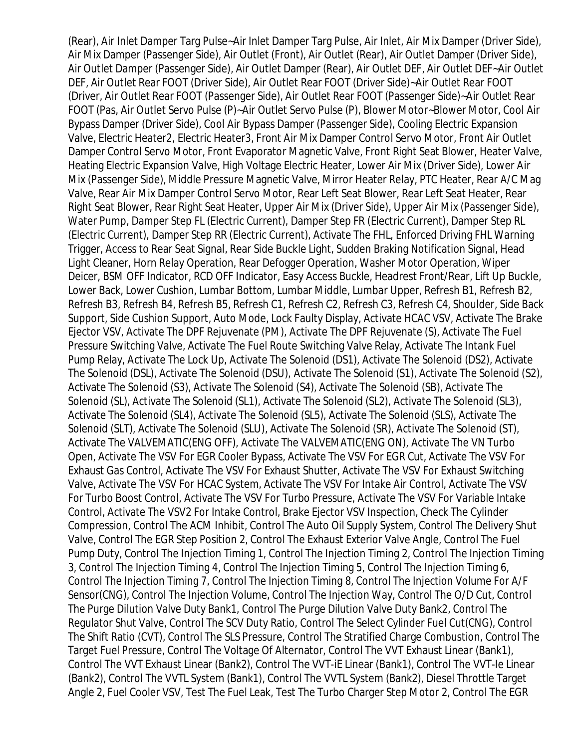(Rear), Air Inlet Damper Targ Pulse~Air Inlet Damper Targ Pulse, Air Inlet, Air Mix Damper (Driver Side), Air Mix Damper (Passenger Side), Air Outlet (Front), Air Outlet (Rear), Air Outlet Damper (Driver Side), Air Outlet Damper (Passenger Side), Air Outlet Damper (Rear), Air Outlet DEF, Air Outlet DEF~Air Outlet DEF, Air Outlet Rear FOOT (Driver Side), Air Outlet Rear FOOT (Driver Side)~Air Outlet Rear FOOT (Driver, Air Outlet Rear FOOT (Passenger Side), Air Outlet Rear FOOT (Passenger Side)~Air Outlet Rear FOOT (Pas, Air Outlet Servo Pulse (P)~Air Outlet Servo Pulse (P), Blower Motor~Blower Motor, Cool Air Bypass Damper (Driver Side), Cool Air Bypass Damper (Passenger Side), Cooling Electric Expansion Valve, Electric Heater2, Electric Heater3, Front Air Mix Damper Control Servo Motor, Front Air Outlet Damper Control Servo Motor, Front Evaporator Magnetic Valve, Front Right Seat Blower, Heater Valve, Heating Electric Expansion Valve, High Voltage Electric Heater, Lower Air Mix (Driver Side), Lower Air Mix (Passenger Side), Middle Pressure Magnetic Valve, Mirror Heater Relay, PTC Heater, Rear A/C Mag Valve, Rear Air Mix Damper Control Servo Motor, Rear Left Seat Blower, Rear Left Seat Heater, Rear Right Seat Blower, Rear Right Seat Heater, Upper Air Mix (Driver Side), Upper Air Mix (Passenger Side), Water Pump, Damper Step FL (Electric Current), Damper Step FR (Electric Current), Damper Step RL (Electric Current), Damper Step RR (Electric Current), Activate The FHL, Enforced Driving FHL Warning Trigger, Access to Rear Seat Signal, Rear Side Buckle Light, Sudden Braking Notification Signal, Head Light Cleaner, Horn Relay Operation, Rear Defogger Operation, Washer Motor Operation, Wiper Deicer, BSM OFF Indicator, RCD OFF Indicator, Easy Access Buckle, Headrest Front/Rear, Lift Up Buckle, Lower Back, Lower Cushion, Lumbar Bottom, Lumbar Middle, Lumbar Upper, Refresh B1, Refresh B2, Refresh B3, Refresh B4, Refresh B5, Refresh C1, Refresh C2, Refresh C3, Refresh C4, Shoulder, Side Back Support, Side Cushion Support, Auto Mode, Lock Faulty Display, Activate HCAC VSV, Activate The Brake Ejector VSV, Activate The DPF Rejuvenate (PM), Activate The DPF Rejuvenate (S), Activate The Fuel Pressure Switching Valve, Activate The Fuel Route Switching Valve Relay, Activate The Intank Fuel Pump Relay, Activate The Lock Up, Activate The Solenoid (DS1), Activate The Solenoid (DS2), Activate The Solenoid (DSL), Activate The Solenoid (DSU), Activate The Solenoid (S1), Activate The Solenoid (S2), Activate The Solenoid (S3), Activate The Solenoid (S4), Activate The Solenoid (SB), Activate The Solenoid (SL), Activate The Solenoid (SL1), Activate The Solenoid (SL2), Activate The Solenoid (SL3), Activate The Solenoid (SL4), Activate The Solenoid (SL5), Activate The Solenoid (SLS), Activate The Solenoid (SLT), Activate The Solenoid (SLU), Activate The Solenoid (SR), Activate The Solenoid (ST), Activate The VALVEMATIC(ENG OFF), Activate The VALVEMATIC(ENG ON), Activate The VN Turbo Open, Activate The VSV For EGR Cooler Bypass, Activate The VSV For EGR Cut, Activate The VSV For Exhaust Gas Control, Activate The VSV For Exhaust Shutter, Activate The VSV For Exhaust Switching Valve, Activate The VSV For HCAC System, Activate The VSV For Intake Air Control, Activate The VSV For Turbo Boost Control, Activate The VSV For Turbo Pressure, Activate The VSV For Variable Intake Control, Activate The VSV2 For Intake Control, Brake Ejector VSV Inspection, Check The Cylinder Compression, Control The ACM Inhibit, Control The Auto Oil Supply System, Control The Delivery Shut Valve, Control The EGR Step Position 2, Control The Exhaust Exterior Valve Angle, Control The Fuel Pump Duty, Control The Injection Timing 1, Control The Injection Timing 2, Control The Injection Timing 3, Control The Injection Timing 4, Control The Injection Timing 5, Control The Injection Timing 6, Control The Injection Timing 7, Control The Injection Timing 8, Control The Injection Volume For A/F Sensor(CNG), Control The Injection Volume, Control The Injection Way, Control The O/D Cut, Control The Purge Dilution Valve Duty Bank1, Control The Purge Dilution Valve Duty Bank2, Control The Regulator Shut Valve, Control The SCV Duty Ratio, Control The Select Cylinder Fuel Cut(CNG), Control The Shift Ratio (CVT), Control The SLS Pressure, Control The Stratified Charge Combustion, Control The Target Fuel Pressure, Control The Voltage Of Alternator, Control The VVT Exhaust Linear (Bank1), Control The VVT Exhaust Linear (Bank2), Control The VVT-iE Linear (Bank1), Control The VVT-Ie Linear (Bank2), Control The VVTL System (Bank1), Control The VVTL System (Bank2), Diesel Throttle Target Angle 2, Fuel Cooler VSV, Test The Fuel Leak, Test The Turbo Charger Step Motor 2, Control The EGR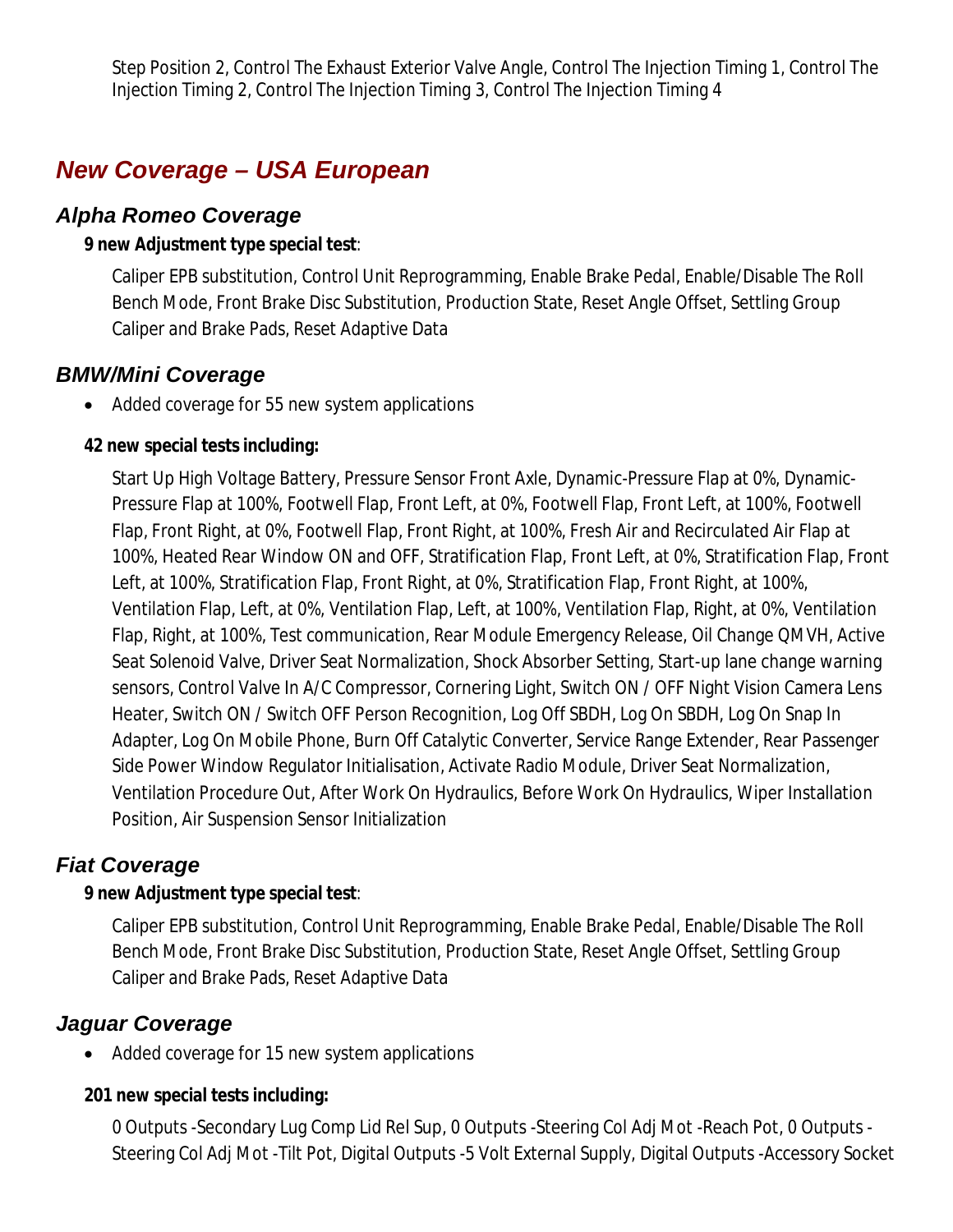Step Position 2, Control The Exhaust Exterior Valve Angle, Control The Injection Timing 1, Control The Injection Timing 2, Control The Injection Timing 3, Control The Injection Timing 4

## New Coverage – USA European

### Alpha Romeo Coverage

**9 new Adjustment type special test**:

Caliper EPB substitution, Control Unit Reprogramming, Enable Brake Pedal, Enable/Disable The Roll Bench Mode, Front Brake Disc Substitution, Production State, Reset Angle Offset, Settling Group Caliper and Brake Pads, Reset Adaptive Data

### BMW/Mini Coverage

- Added coverage for 55 new system applications

**42 new special tests including:**

Start Up High Voltage Battery, Pressure Sensor Front Axle, Dynamic-Pressure Flap at 0%, Dynamic-Pressure Flap at 100%, Footwell Flap, Front Left, at 0%, Footwell Flap, Front Left, at 100%, Footwell Flap, Front Right, at 0%, Footwell Flap, Front Right, at 100%, Fresh Air and Recirculated Air Flap at 100%, Heated Rear Window ON and OFF, Stratification Flap, Front Left, at 0%, Stratification Flap, Front Left, at 100%, Stratification Flap, Front Right, at 0%, Stratification Flap, Front Right, at 100%, Ventilation Flap, Left, at 0%, Ventilation Flap, Left, at 100%, Ventilation Flap, Right, at 0%, Ventilation Flap, Right, at 100%, Test communication, Rear Module Emergency Release, Oil Change QMVH, Active Seat Solenoid Valve, Driver Seat Normalization, Shock Absorber Setting, Start-up lane change warning sensors, Control Valve In A/C Compressor, Cornering Light, Switch ON / OFF Night Vision Camera Lens Heater, Switch ON / Switch OFF Person Recognition, Log Off SBDH, Log On SBDH, Log On Snap In Adapter, Log On Mobile Phone, Burn Off Catalytic Converter, Service Range Extender, Rear Passenger Side Power Window Regulator Initialisation, Activate Radio Module, Driver Seat Normalization, Ventilation Procedure Out, After Work On Hydraulics, Before Work On Hydraulics, Wiper Installation Position, Air Suspension Sensor Initialization

### Fiat Coverage

**9 new Adjustment type special test**:

Caliper EPB substitution, Control Unit Reprogramming, Enable Brake Pedal, Enable/Disable The Roll Bench Mode, Front Brake Disc Substitution, Production State, Reset Angle Offset, Settling Group Caliper and Brake Pads, Reset Adaptive Data

### Jaguar Coverage

- Added coverage for 15 new system applications

**201 new special tests including:**

0 Outputs -Secondary Lug Comp Lid Rel Sup, 0 Outputs -Steering Col Adj Mot -Reach Pot, 0 Outputs -Steering Col Adj Mot -Tilt Pot, Digital Outputs -5 Volt External Supply, Digital Outputs -Accessory Socket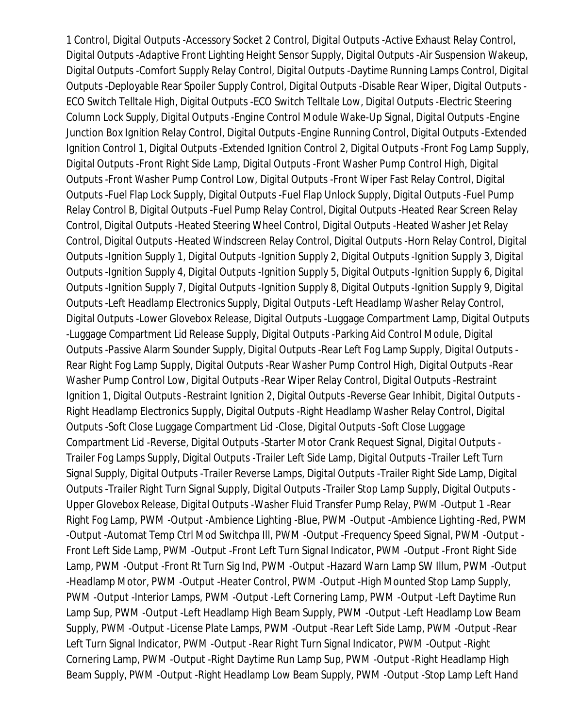1 Control, Digital Outputs -Accessory Socket 2 Control, Digital Outputs -Active Exhaust Relay Control, Digital Outputs -Adaptive Front Lighting Height Sensor Supply, Digital Outputs -Air Suspension Wakeup, Digital Outputs -Comfort Supply Relay Control, Digital Outputs -Daytime Running Lamps Control, Digital Outputs -Deployable Rear Spoiler Supply Control, Digital Outputs -Disable Rear Wiper, Digital Outputs -ECO Switch Telltale High, Digital Outputs -ECO Switch Telltale Low, Digital Outputs -Electric Steering Column Lock Supply, Digital Outputs -Engine Control Module Wake-Up Signal, Digital Outputs -Engine Junction Box Ignition Relay Control, Digital Outputs -Engine Running Control, Digital Outputs -Extended Ignition Control 1, Digital Outputs -Extended Ignition Control 2, Digital Outputs -Front Fog Lamp Supply, Digital Outputs -Front Right Side Lamp, Digital Outputs -Front Washer Pump Control High, Digital Outputs -Front Washer Pump Control Low, Digital Outputs -Front Wiper Fast Relay Control, Digital Outputs -Fuel Flap Lock Supply, Digital Outputs -Fuel Flap Unlock Supply, Digital Outputs -Fuel Pump Relay Control B, Digital Outputs -Fuel Pump Relay Control, Digital Outputs -Heated Rear Screen Relay Control, Digital Outputs -Heated Steering Wheel Control, Digital Outputs -Heated Washer Jet Relay Control, Digital Outputs -Heated Windscreen Relay Control, Digital Outputs -Horn Relay Control, Digital Outputs -Ignition Supply 1, Digital Outputs -Ignition Supply 2, Digital Outputs -Ignition Supply 3, Digital Outputs -Ignition Supply 4, Digital Outputs -Ignition Supply 5, Digital Outputs -Ignition Supply 6, Digital Outputs -Ignition Supply 7, Digital Outputs -Ignition Supply 8, Digital Outputs -Ignition Supply 9, Digital Outputs -Left Headlamp Electronics Supply, Digital Outputs -Left Headlamp Washer Relay Control, Digital Outputs -Lower Glovebox Release, Digital Outputs -Luggage Compartment Lamp, Digital Outputs -Luggage Compartment Lid Release Supply, Digital Outputs -Parking Aid Control Module, Digital Outputs -Passive Alarm Sounder Supply, Digital Outputs -Rear Left Fog Lamp Supply, Digital Outputs -Rear Right Fog Lamp Supply, Digital Outputs -Rear Washer Pump Control High, Digital Outputs -Rear Washer Pump Control Low, Digital Outputs -Rear Wiper Relay Control, Digital Outputs -Restraint Ignition 1, Digital Outputs -Restraint Ignition 2, Digital Outputs -Reverse Gear Inhibit, Digital Outputs -Right Headlamp Electronics Supply, Digital Outputs -Right Headlamp Washer Relay Control, Digital Outputs -Soft Close Luggage Compartment Lid -Close, Digital Outputs -Soft Close Luggage Compartment Lid -Reverse, Digital Outputs -Starter Motor Crank Request Signal, Digital Outputs -Trailer Fog Lamps Supply, Digital Outputs -Trailer Left Side Lamp, Digital Outputs -Trailer Left Turn Signal Supply, Digital Outputs -Trailer Reverse Lamps, Digital Outputs -Trailer Right Side Lamp, Digital Outputs -Trailer Right Turn Signal Supply, Digital Outputs -Trailer Stop Lamp Supply, Digital Outputs -Upper Glovebox Release, Digital Outputs -Washer Fluid Transfer Pump Relay, PWM -Output 1 -Rear Right Fog Lamp, PWM -Output -Ambience Lighting -Blue, PWM -Output -Ambience Lighting -Red, PWM -Output -Automat Temp Ctrl Mod Switchpa Ill, PWM -Output -Frequency Speed Signal, PWM -Output -Front Left Side Lamp, PWM -Output -Front Left Turn Signal Indicator, PWM -Output -Front Right Side Lamp, PWM -Output -Front Rt Turn Sig Ind, PWM -Output -Hazard Warn Lamp SW Illum, PWM -Output -Headlamp Motor, PWM -Output -Heater Control, PWM -Output -High Mounted Stop Lamp Supply, PWM -Output -Interior Lamps, PWM -Output -Left Cornering Lamp, PWM -Output -Left Daytime Run Lamp Sup, PWM -Output -Left Headlamp High Beam Supply, PWM -Output -Left Headlamp Low Beam Supply, PWM -Output -License Plate Lamps, PWM -Output -Rear Left Side Lamp, PWM -Output -Rear Left Turn Signal Indicator, PWM -Output -Rear Right Turn Signal Indicator, PWM -Output -Right Cornering Lamp, PWM -Output -Right Daytime Run Lamp Sup, PWM -Output -Right Headlamp High Beam Supply, PWM -Output -Right Headlamp Low Beam Supply, PWM -Output -Stop Lamp Left Hand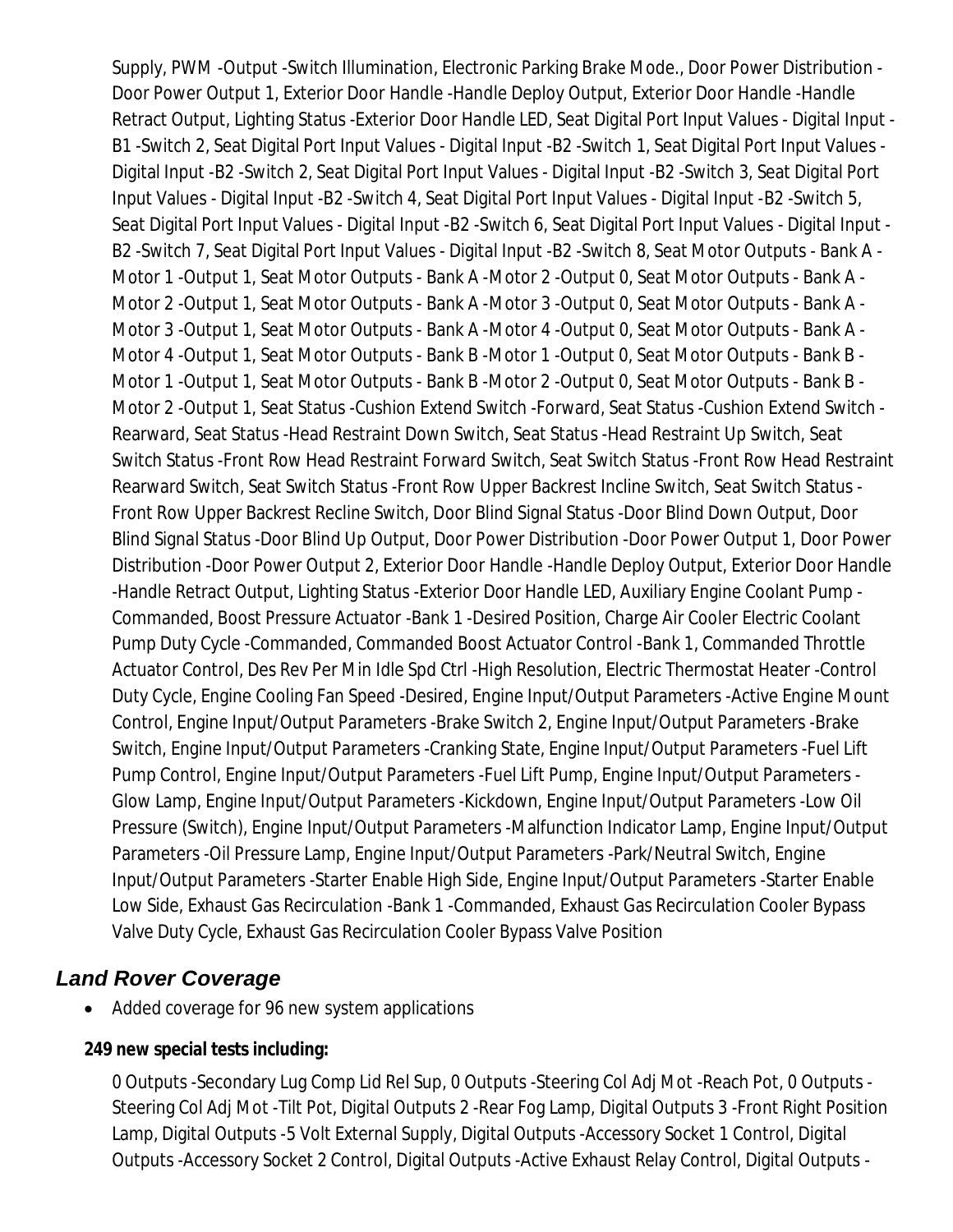Supply, PWM -Output -Switch Illumination, Electronic Parking Brake Mode., Door Power Distribution - Door Power Output 1, Exterior Door Handle -Handle Deploy Output, Exterior Door Handle -Handle Retract Output, Lighting Status -Exterior Door Handle LED, Seat Digital Port Input Values - Digital Input - B1 -Switch 2, Seat Digital Port Input Values - Digital Input -B2 -Switch 1, Seat Digital Port Input Values - Digital Input -B2 -Switch 2, Seat Digital Port Input Values - Digital Input -B2 -Switch 3, Seat Digital Port Input Values - Digital Input -B2 -Switch 4, Seat Digital Port Input Values - Digital Input -B2 -Switch 5, Seat Digital Port Input Values - Digital Input -B2 -Switch 6, Seat Digital Port Input Values - Digital Input - B2 -Switch 7, Seat Digital Port Input Values - Digital Input -B2 -Switch 8, Seat Motor Outputs - Bank A - Motor 1 -Output 1, Seat Motor Outputs - Bank A -Motor 2 -Output 0, Seat Motor Outputs - Bank A - Motor 2 -Output 1, Seat Motor Outputs - Bank A -Motor 3 -Output 0, Seat Motor Outputs - Bank A - Motor 3 -Output 1, Seat Motor Outputs - Bank A -Motor 4 -Output 0, Seat Motor Outputs - Bank A - Motor 4 -Output 1, Seat Motor Outputs - Bank B -Motor 1 -Output 0, Seat Motor Outputs - Bank B - Motor 1 -Output 1, Seat Motor Outputs - Bank B -Motor 2 -Output 0, Seat Motor Outputs - Bank B - Motor 2 -Output 1, Seat Status -Cushion Extend Switch -Forward, Seat Status -Cushion Extend Switch - Rearward, Seat Status -Head Restraint Down Switch, Seat Status -Head Restraint Up Switch, Seat Switch Status -Front Row Head Restraint Forward Switch, Seat Switch Status -Front Row Head Restraint Rearward Switch, Seat Switch Status -Front Row Upper Backrest Incline Switch, Seat Switch Status - Front Row Upper Backrest Recline Switch, Door Blind Signal Status -Door Blind Down Output, Door Blind Signal Status -Door Blind Up Output, Door Power Distribution -Door Power Output 1, Door Power Distribution -Door Power Output 2, Exterior Door Handle -Handle Deploy Output, Exterior Door Handle -Handle Retract Output, Lighting Status -Exterior Door Handle LED, Auxiliary Engine Coolant Pump - Commanded, Boost Pressure Actuator -Bank 1 -Desired Position, Charge Air Cooler Electric Coolant Pump Duty Cycle -Commanded, Commanded Boost Actuator Control -Bank 1, Commanded Throttle Actuator Control, Des Rev Per Min Idle Spd Ctrl -High Resolution, Electric Thermostat Heater -Control Duty Cycle, Engine Cooling Fan Speed -Desired, Engine Input/Output Parameters -Active Engine Mount Control, Engine Input/Output Parameters -Brake Switch 2, Engine Input/Output Parameters -Brake Switch, Engine Input/Output Parameters -Cranking State, Engine Input/Output Parameters -Fuel Lift Pump Control, Engine Input/Output Parameters -Fuel Lift Pump, Engine Input/Output Parameters - Glow Lamp, Engine Input/Output Parameters -Kickdown, Engine Input/Output Parameters -Low Oil Pressure (Switch), Engine Input/Output Parameters -Malfunction Indicator Lamp, Engine Input/Output Parameters -Oil Pressure Lamp, Engine Input/Output Parameters -Park/Neutral Switch, Engine Input/Output Parameters -Starter Enable High Side, Engine Input/Output Parameters -Starter Enable Low Side, Exhaust Gas Recirculation -Bank 1 -Commanded, Exhaust Gas Recirculation Cooler Bypass Valve Duty Cycle, Exhaust Gas Recirculation Cooler Bypass Valve Position

## *Land Rover Coverage*

- Added coverage for 96 new system applications

**249 new special tests including:**

0 Outputs -Secondary Lug Comp Lid Rel Sup, 0 Outputs -Steering Col Adj Mot -Reach Pot, 0 Outputs - Steering Col Adj Mot -Tilt Pot, Digital Outputs 2 -Rear Fog Lamp, Digital Outputs 3 -Front Right Position Lamp, Digital Outputs -5 Volt External Supply, Digital Outputs -Accessory Socket 1 Control, Digital Outputs -Accessory Socket 2 Control, Digital Outputs -Active Exhaust Relay Control, Digital Outputs -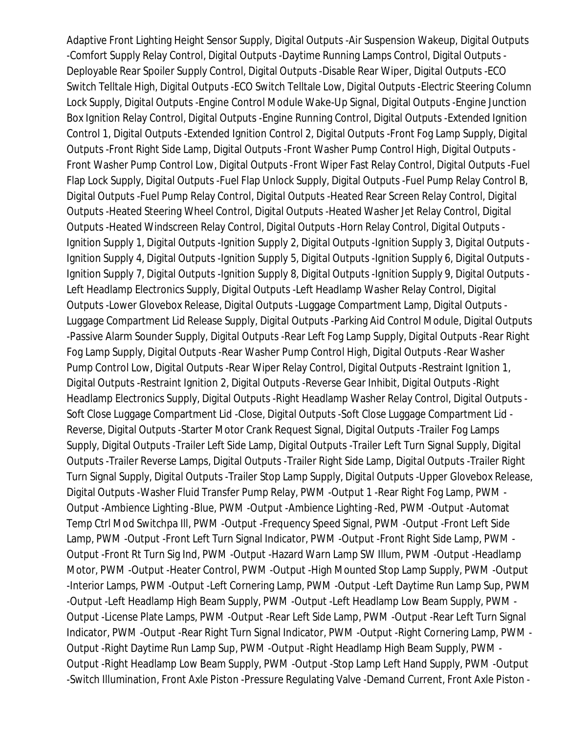Adaptive Front Lighting Height Sensor Supply, Digital Outputs -Air Suspension Wakeup, Digital Outputs -Comfort Supply Relay Control, Digital Outputs -Daytime Running Lamps Control, Digital Outputs -Deployable Rear Spoiler Supply Control, Digital Outputs -Disable Rear Wiper, Digital Outputs -ECO Switch Telltale High, Digital Outputs -ECO Switch Telltale Low, Digital Outputs -Electric Steering Column Lock Supply, Digital Outputs -Engine Control Module Wake-Up Signal, Digital Outputs -Engine Junction Box Ignition Relay Control, Digital Outputs -Engine Running Control, Digital Outputs -Extended Ignition Control 1, Digital Outputs -Extended Ignition Control 2, Digital Outputs -Front Fog Lamp Supply, Digital Outputs -Front Right Side Lamp, Digital Outputs -Front Washer Pump Control High, Digital Outputs -Front Washer Pump Control Low, Digital Outputs -Front Wiper Fast Relay Control, Digital Outputs -Fuel Flap Lock Supply, Digital Outputs -Fuel Flap Unlock Supply, Digital Outputs -Fuel Pump Relay Control B, Digital Outputs -Fuel Pump Relay Control, Digital Outputs -Heated Rear Screen Relay Control, Digital Outputs -Heated Steering Wheel Control, Digital Outputs -Heated Washer Jet Relay Control, Digital Outputs -Heated Windscreen Relay Control, Digital Outputs -Horn Relay Control, Digital Outputs -Ignition Supply 1, Digital Outputs -Ignition Supply 2, Digital Outputs -Ignition Supply 3, Digital Outputs -Ignition Supply 4, Digital Outputs -Ignition Supply 5, Digital Outputs -Ignition Supply 6, Digital Outputs -Ignition Supply 7, Digital Outputs -Ignition Supply 8, Digital Outputs -Ignition Supply 9, Digital Outputs -Left Headlamp Electronics Supply, Digital Outputs -Left Headlamp Washer Relay Control, Digital Outputs -Lower Glovebox Release, Digital Outputs -Luggage Compartment Lamp, Digital Outputs -Luggage Compartment Lid Release Supply, Digital Outputs -Parking Aid Control Module, Digital Outputs -Passive Alarm Sounder Supply, Digital Outputs -Rear Left Fog Lamp Supply, Digital Outputs -Rear Right Fog Lamp Supply, Digital Outputs -Rear Washer Pump Control High, Digital Outputs -Rear Washer Pump Control Low, Digital Outputs -Rear Wiper Relay Control, Digital Outputs -Restraint Ignition 1, Digital Outputs -Restraint Ignition 2, Digital Outputs -Reverse Gear Inhibit, Digital Outputs -Right Headlamp Electronics Supply, Digital Outputs -Right Headlamp Washer Relay Control, Digital Outputs -Soft Close Luggage Compartment Lid -Close, Digital Outputs -Soft Close Luggage Compartment Lid -Reverse, Digital Outputs -Starter Motor Crank Request Signal, Digital Outputs -Trailer Fog Lamps Supply, Digital Outputs -Trailer Left Side Lamp, Digital Outputs -Trailer Left Turn Signal Supply, Digital Outputs -Trailer Reverse Lamps, Digital Outputs -Trailer Right Side Lamp, Digital Outputs -Trailer Right Turn Signal Supply, Digital Outputs -Trailer Stop Lamp Supply, Digital Outputs -Upper Glovebox Release, Digital Outputs -Washer Fluid Transfer Pump Relay, PWM -Output 1 -Rear Right Fog Lamp, PWM -Output -Ambience Lighting -Blue, PWM -Output -Ambience Lighting -Red, PWM -Output -Automat Temp Ctrl Mod Switchpa Ill, PWM -Output -Frequency Speed Signal, PWM -Output -Front Left Side Lamp, PWM -Output -Front Left Turn Signal Indicator, PWM -Output -Front Right Side Lamp, PWM -Output -Front Rt Turn Sig Ind, PWM -Output -Hazard Warn Lamp SW Illum, PWM -Output -Headlamp Motor, PWM -Output -Heater Control, PWM -Output -High Mounted Stop Lamp Supply, PWM -Output -Interior Lamps, PWM -Output -Left Cornering Lamp, PWM -Output -Left Daytime Run Lamp Sup, PWM -Output -Left Headlamp High Beam Supply, PWM -Output -Left Headlamp Low Beam Supply, PWM -Output -License Plate Lamps, PWM -Output -Rear Left Side Lamp, PWM -Output -Rear Left Turn Signal Indicator, PWM -Output -Rear Right Turn Signal Indicator, PWM -Output -Right Cornering Lamp, PWM -Output -Right Daytime Run Lamp Sup, PWM -Output -Right Headlamp High Beam Supply, PWM -Output -Right Headlamp Low Beam Supply, PWM -Output -Stop Lamp Left Hand Supply, PWM -Output -Switch Illumination, Front Axle Piston -Pressure Regulating Valve -Demand Current, Front Axle Piston -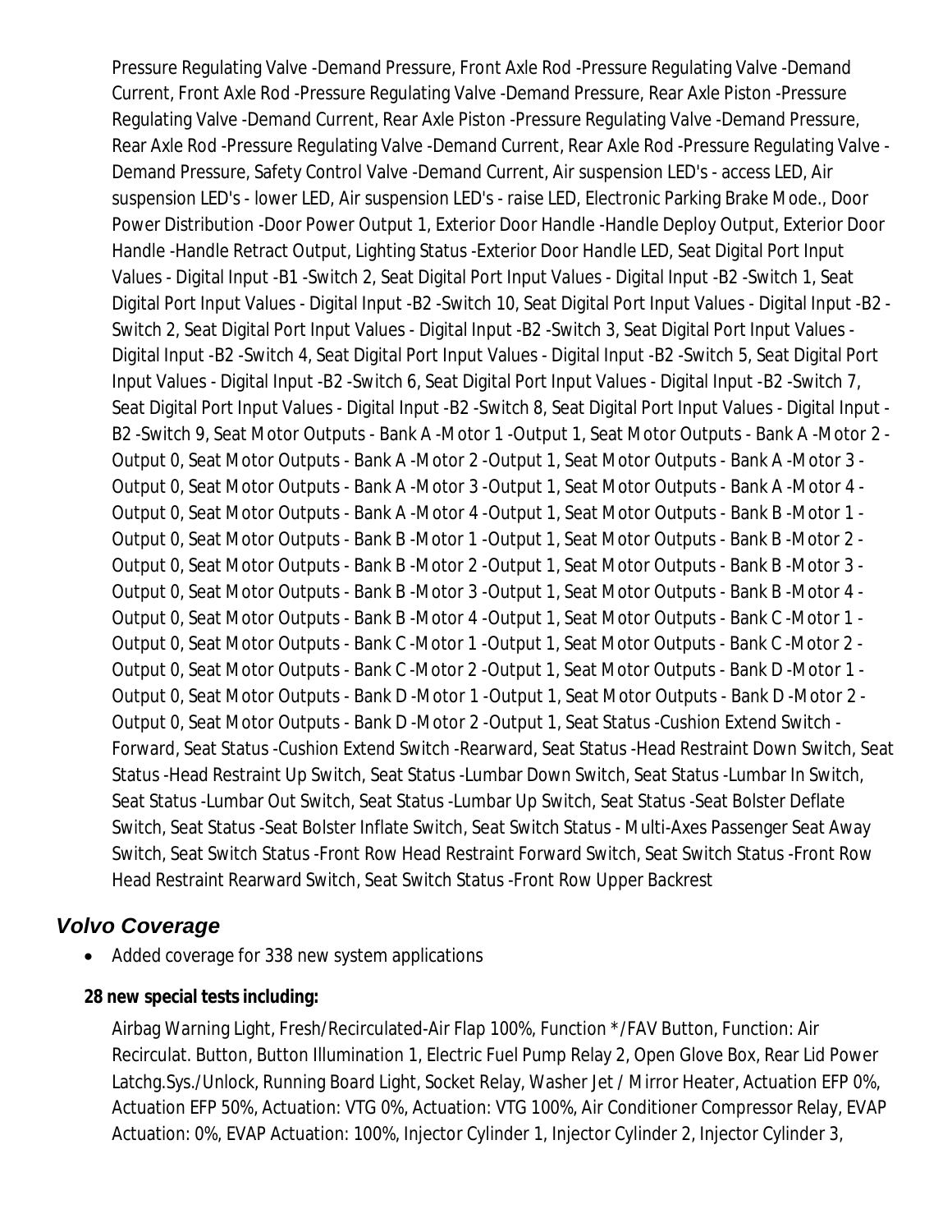Pressure Regulating Valve -Demand Pressure, Front Axle Rod -Pressure Regulating Valve -Demand Current, Front Axle Rod -Pressure Regulating Valve -Demand Pressure, Rear Axle Piston -Pressure Regulating Valve -Demand Current, Rear Axle Piston -Pressure Regulating Valve -Demand Pressure, Rear Axle Rod -Pressure Regulating Valve -Demand Current, Rear Axle Rod -Pressure Regulating Valve -Demand Pressure, Safety Control Valve -Demand Current, Air suspension LED's - access LED, Air suspension LED's - lower LED, Air suspension LED's - raise LED, Electronic Parking Brake Mode., Door Power Distribution -Door Power Output 1, Exterior Door Handle -Handle Deploy Output, Exterior Door Handle -Handle Retract Output, Lighting Status -Exterior Door Handle LED, Seat Digital Port Input Values - Digital Input -B1 -Switch 2, Seat Digital Port Input Values - Digital Input -B2 -Switch 1, Seat Digital Port Input Values - Digital Input -B2 -Switch 10, Seat Digital Port Input Values - Digital Input -B2 -Switch 2, Seat Digital Port Input Values - Digital Input -B2 -Switch 3, Seat Digital Port Input Values - Digital Input -B2 -Switch 4, Seat Digital Port Input Values - Digital Input -B2 -Switch 5, Seat Digital Port Input Values - Digital Input -B2 -Switch 6, Seat Digital Port Input Values - Digital Input -B2 -Switch 7, Seat Digital Port Input Values - Digital Input -B2 -Switch 8, Seat Digital Port Input Values - Digital Input -B2 -Switch 9, Seat Motor Outputs - Bank A -Motor 1 -Output 1, Seat Motor Outputs - Bank A -Motor 2 -Output 0, Seat Motor Outputs - Bank A -Motor 2 -Output 1, Seat Motor Outputs - Bank A -Motor 3 -Output 0, Seat Motor Outputs - Bank A -Motor 3 -Output 1, Seat Motor Outputs - Bank A -Motor 4 -Output 0, Seat Motor Outputs - Bank A -Motor 4 -Output 1, Seat Motor Outputs - Bank B -Motor 1 -Output 0, Seat Motor Outputs - Bank B -Motor 1 -Output 1, Seat Motor Outputs - Bank B -Motor 2 -Output 0, Seat Motor Outputs - Bank B -Motor 2 -Output 1, Seat Motor Outputs - Bank B -Motor 3 -Output 0, Seat Motor Outputs - Bank B -Motor 3 -Output 1, Seat Motor Outputs - Bank B -Motor 4 -Output 0, Seat Motor Outputs - Bank B -Motor 4 -Output 1, Seat Motor Outputs - Bank C -Motor 1 -Output 0, Seat Motor Outputs - Bank C -Motor 1 -Output 1, Seat Motor Outputs - Bank C -Motor 2 -Output 0, Seat Motor Outputs - Bank C -Motor 2 -Output 1, Seat Motor Outputs - Bank D -Motor 1 -Output 0, Seat Motor Outputs - Bank D -Motor 1 -Output 1, Seat Motor Outputs - Bank D -Motor 2 -Output 0, Seat Motor Outputs - Bank D -Motor 2 -Output 1, Seat Status -Cushion Extend Switch -Forward, Seat Status -Cushion Extend Switch -Rearward, Seat Status -Head Restraint Down Switch, Seat Status -Head Restraint Up Switch, Seat Status -Lumbar Down Switch, Seat Status -Lumbar In Switch, Seat Status -Lumbar Out Switch, Seat Status -Lumbar Up Switch, Seat Status -Seat Bolster Deflate Switch, Seat Status -Seat Bolster Inflate Switch, Seat Switch Status - Multi-Axes Passenger Seat Away Switch, Seat Switch Status -Front Row Head Restraint Forward Switch, Seat Switch Status -Front Row Head Restraint Rearward Switch, Seat Switch Status -Front Row Upper Backrest

## Volvo Coverage

- Added coverage for 338 new system applications

**28 new special tests including:**

Airbag Warning Light, Fresh/Recirculated-Air Flap 100%, Function */FAV Button, Function: Air Recirculat. Button, Button Illumination 1, Electric Fuel Pump Relay 2, Open Glove Box, Rear Lid Power Latchg.Sys./Unlock, Running Board Light, Socket Relay, Washer Jet / Mirror Heater, Actuation EFP 0%, Actuation EFP 50%, Actuation: VTG 0%, Actuation: VTG 100%, Air Conditioner Compressor Relay, EVAP Actuation: 0%, EVAP Actuation: 100%, Injector Cylinder 1, Injector Cylinder 2, Injector Cylinder 3,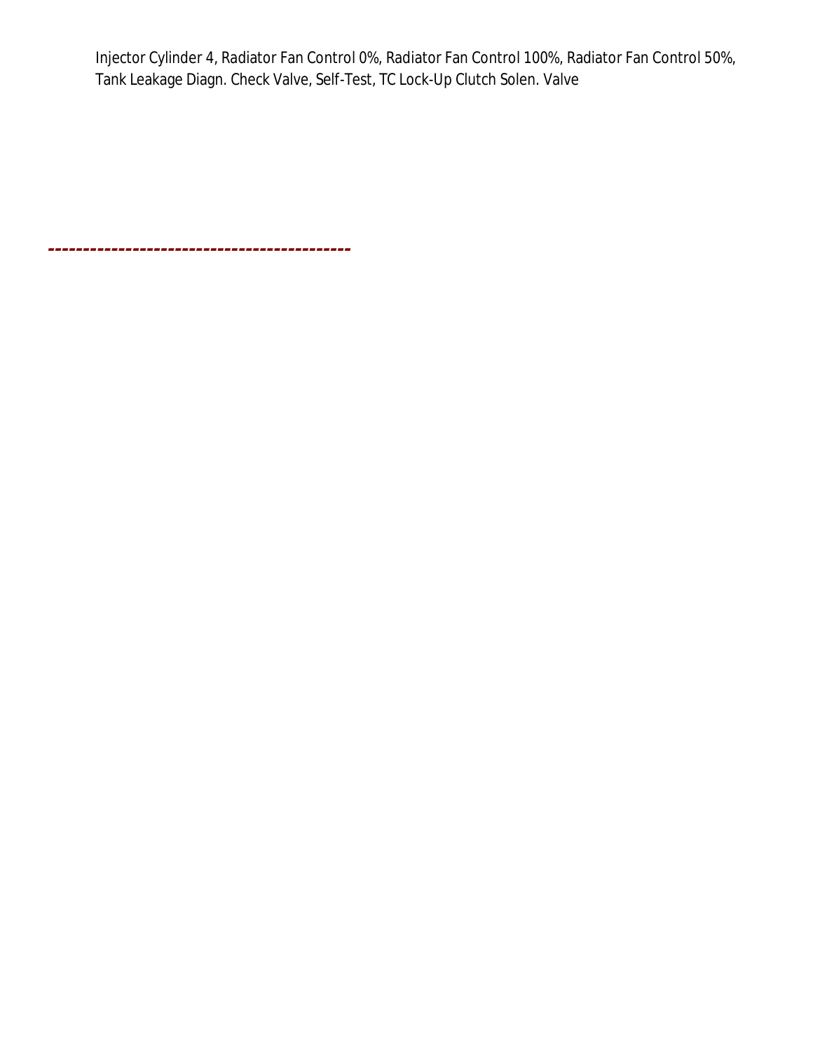Injector Cylinder 4, Radiator Fan Control 0%, Radiator Fan Control 100%, Radiator Fan Control 50%, Tank Leakage Diagn. Check Valve, Self-Test, TC Lock-Up Clutch Solen. Valve

-------------------------------------------